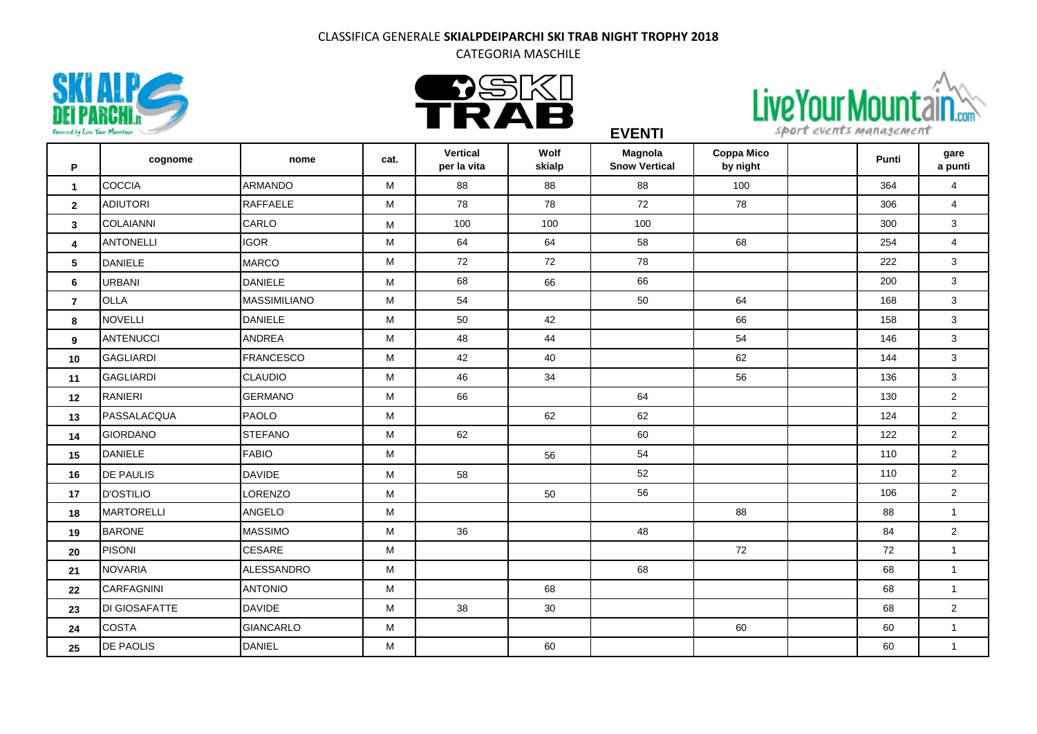CLASSIFICA GENERALE **SKIALPDEIPARCHI SKI TRAB NIGHT TROPHY 2018**

CATEGORIA MASCHILE

**EVENTI**

| P | cognome | nome | cat. | Vertical per la vita | Wolf skialp | Magnola Snow Vertical | Coppa Mico by night | | Punti | gare a punti |
|---|---|---|---|---|---|---|---|---|---|---|
| 1 | COCCIA | ARMANDO | M | 88 | 88 | 88 | 100 | | 364 | 4 |
| 2 | ADIUTORI | RAFFAELE | M | 78 | 78 | 72 | 78 | | 306 | 4 |
| 3 | COLAIANNI | CARLO | M | 100 | 100 | 100 | | | 300 | 3 |
| 4 | ANTONELLI | IGOR | M | 64 | 64 | 58 | 68 | | 254 | 4 |
| 5 | DANIELE | MARCO | M | 72 | 72 | 78 | | | 222 | 3 |
| 6 | URBANI | DANIELE | M | 68 | 66 | 66 | | | 200 | 3 |
| 7 | OLLA | MASSIMILIANO | M | 54 | | 50 | 64 | | 168 | 3 |
| 8 | NOVELLI | DANIELE | M | 50 | 42 | | 66 | | 158 | 3 |
| 9 | ANTENUCCI | ANDREA | M | 48 | 44 | | 54 | | 146 | 3 |
| 10 | GAGLIARDI | FRANCESCO | M | 42 | 40 | | 62 | | 144 | 3 |
| 11 | GAGLIARDI | CLAUDIO | M | 46 | 34 | | 56 | | 136 | 3 |
| 12 | RANIERI | GERMANO | M | 66 | | 64 | | | 130 | 2 |
| 13 | PASSALACQUA | PAOLO | M | | 62 | 62 | | | 124 | 2 |
| 14 | GIORDANO | STEFANO | M | 62 | | 60 | | | 122 | 2 |
| 15 | DANIELE | FABIO | M | | 56 | 54 | | | 110 | 2 |
| 16 | DE PAULIS | DAVIDE | M | 58 | | 52 | | | 110 | 2 |
| 17 | D'OSTILIO | LORENZO | M | | 50 | 56 | | | 106 | 2 |
| 18 | MARTORELLI | ANGELO | M | | | | 88 | | 88 | 1 |
| 19 | BARONE | MASSIMO | M | 36 | | 48 | | | 84 | 2 |
| 20 | PISONI | CESARE | M | | | | 72 | | 72 | 1 |
| 21 | NOVARIA | ALESSANDRO | M | | | 68 | | | 68 | 1 |
| 22 | CARFAGNINI | ANTONIO | M | | 68 | | | | 68 | 1 |
| 23 | DI GIOSAFATTE | DAVIDE | M | 38 | 30 | | | | 68 | 2 |
| 24 | COSTA | GIANCARLO | M | | | | 60 | | 60 | 1 |
| 25 | DE PAOLIS | DANIEL | M | | 60 | | | | 60 | 1 |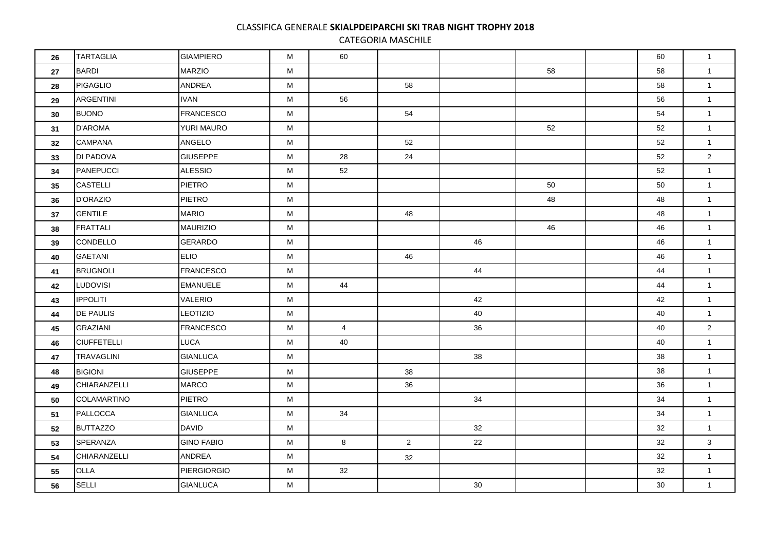CLASSIFICA GENERALE **SKIALPDEIPARCHI SKI TRAB NIGHT TROPHY 2018**

CATEGORIA MASCHILE

| | | | | | | | | | | |
|---|---|---|---|---|---|---|---|---|---|---|
| 26 | TARTAGLIA | GIAMPIERO | M | 60 | | | | | 60 | 1 |
| 27 | BARDI | MARZIO | M | | | | 58 | | 58 | 1 |
| 28 | PIGAGLIO | ANDREA | M | | 58 | | | | 58 | 1 |
| 29 | ARGENTINI | IVAN | M | 56 | | | | | 56 | 1 |
| 30 | BUONO | FRANCESCO | M | | 54 | | | | 54 | 1 |
| 31 | D'AROMA | YURI MAURO | M | | | | 52 | | 52 | 1 |
| 32 | CAMPANA | ANGELO | M | | 52 | | | | 52 | 1 |
| 33 | DI PADOVA | GIUSEPPE | M | 28 | 24 | | | | 52 | 2 |
| 34 | PANEPUCCI | ALESSIO | M | 52 | | | | | 52 | 1 |
| 35 | CASTELLI | PIETRO | M | | | | 50 | | 50 | 1 |
| 36 | D'ORAZIO | PIETRO | M | | | | 48 | | 48 | 1 |
| 37 | GENTILE | MARIO | M | | 48 | | | | 48 | 1 |
| 38 | FRATTALI | MAURIZIO | M | | | | 46 | | 46 | 1 |
| 39 | CONDELLO | GERARDO | M | | | 46 | | | 46 | 1 |
| 40 | GAETANI | ELIO | M | | 46 | | | | 46 | 1 |
| 41 | BRUGNOLI | FRANCESCO | M | | | 44 | | | 44 | 1 |
| 42 | LUDOVISI | EMANUELE | M | 44 | | | | | 44 | 1 |
| 43 | IPPOLITI | VALERIO | M | | | 42 | | | 42 | 1 |
| 44 | DE PAULIS | LEOTIZIO | M | | | 40 | | | 40 | 1 |
| 45 | GRAZIANI | FRANCESCO | M | 4 | | 36 | | | 40 | 2 |
| 46 | CIUFFETELLI | LUCA | M | 40 | | | | | 40 | 1 |
| 47 | TRAVAGLINI | GIANLUCA | M | | | 38 | | | 38 | 1 |
| 48 | BIGIONI | GIUSEPPE | M | | 38 | | | | 38 | 1 |
| 49 | CHIARANZELLI | MARCO | M | | 36 | | | | 36 | 1 |
| 50 | COLAMARTINO | PIETRO | M | | | 34 | | | 34 | 1 |
| 51 | PALLOCCA | GIANLUCA | M | 34 | | | | | 34 | 1 |
| 52 | BUTTAZZO | DAVID | M | | | 32 | | | 32 | 1 |
| 53 | SPERANZA | GINO FABIO | M | 8 | 2 | 22 | | | 32 | 3 |
| 54 | CHIARANZELLI | ANDREA | M | | 32 | | | | 32 | 1 |
| 55 | OLLA | PIERGIORGIO | M | 32 | | | | | 32 | 1 |
| 56 | SELLI | GIANLUCA | M | | | 30 | | | 30 | 1 |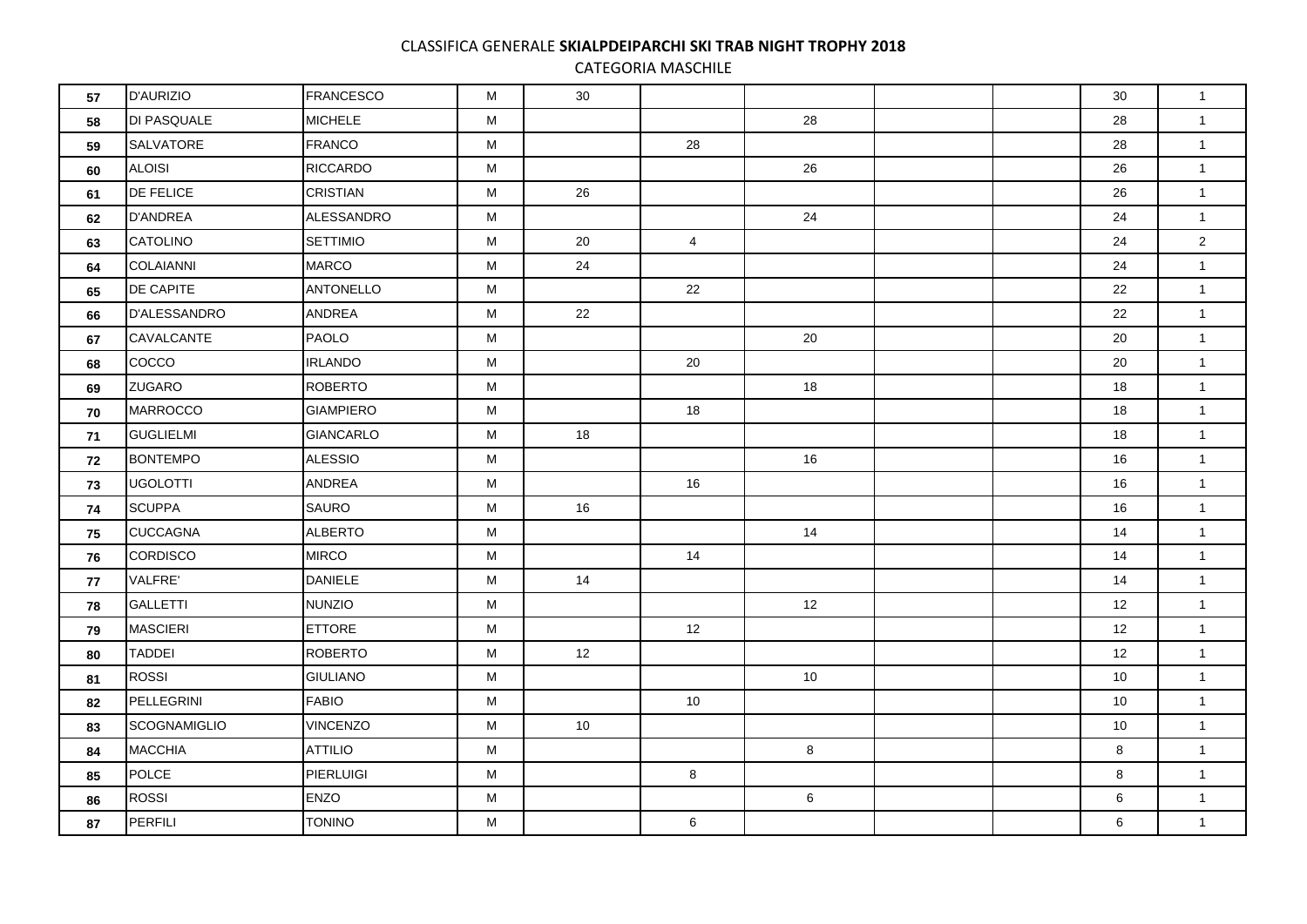CLASSIFICA GENERALE **SKIALPDEIPARCHI SKI TRAB NIGHT TROPHY 2018**

CATEGORIA MASCHILE

| | | | | | | | | | | |
|---|---|---|---|---|---|---|---|---|---|---|
| 57 | D'AURIZIO | FRANCESCO | M | 30 | | | | | 30 | 1 |
| 58 | DI PASQUALE | MICHELE | M | | | 28 | | | 28 | 1 |
| 59 | SALVATORE | FRANCO | M | | 28 | | | | 28 | 1 |
| 60 | ALOISI | RICCARDO | M | | | 26 | | | 26 | 1 |
| 61 | DE FELICE | CRISTIAN | M | 26 | | | | | 26 | 1 |
| 62 | D'ANDREA | ALESSANDRO | M | | | 24 | | | 24 | 1 |
| 63 | CATOLINO | SETTIMIO | M | 20 | 4 | | | | 24 | 2 |
| 64 | COLAIANNI | MARCO | M | 24 | | | | | 24 | 1 |
| 65 | DE CAPITE | ANTONELLO | M | | 22 | | | | 22 | 1 |
| 66 | D'ALESSANDRO | ANDREA | M | 22 | | | | | 22 | 1 |
| 67 | CAVALCANTE | PAOLO | M | | | 20 | | | 20 | 1 |
| 68 | COCCO | IRLANDO | M | | 20 | | | | 20 | 1 |
| 69 | ZUGARO | ROBERTO | M | | | 18 | | | 18 | 1 |
| 70 | MARROCCO | GIAMPIERO | M | | 18 | | | | 18 | 1 |
| 71 | GUGLIELMI | GIANCARLO | M | 18 | | | | | 18 | 1 |
| 72 | BONTEMPO | ALESSIO | M | | | 16 | | | 16 | 1 |
| 73 | UGOLOTTI | ANDREA | M | | 16 | | | | 16 | 1 |
| 74 | SCUPPA | SAURO | M | 16 | | | | | 16 | 1 |
| 75 | CUCCAGNA | ALBERTO | M | | | 14 | | | 14 | 1 |
| 76 | CORDISCO | MIRCO | M | | 14 | | | | 14 | 1 |
| 77 | VALFRE' | DANIELE | M | 14 | | | | | 14 | 1 |
| 78 | GALLETTI | NUNZIO | M | | | 12 | | | 12 | 1 |
| 79 | MASCIERI | ETTORE | M | | 12 | | | | 12 | 1 |
| 80 | TADDEI | ROBERTO | M | 12 | | | | | 12 | 1 |
| 81 | ROSSI | GIULIANO | M | | | 10 | | | 10 | 1 |
| 82 | PELLEGRINI | FABIO | M | | 10 | | | | 10 | 1 |
| 83 | SCOGNAMIGLIO | VINCENZO | M | 10 | | | | | 10 | 1 |
| 84 | MACCHIA | ATTILIO | M | | | 8 | | | 8 | 1 |
| 85 | POLCE | PIERLUIGI | M | | 8 | | | | 8 | 1 |
| 86 | ROSSI | ENZO | M | | | 6 | | | 6 | 1 |
| 87 | PERFILI | TONINO | M | | 6 | | | | 6 | 1 |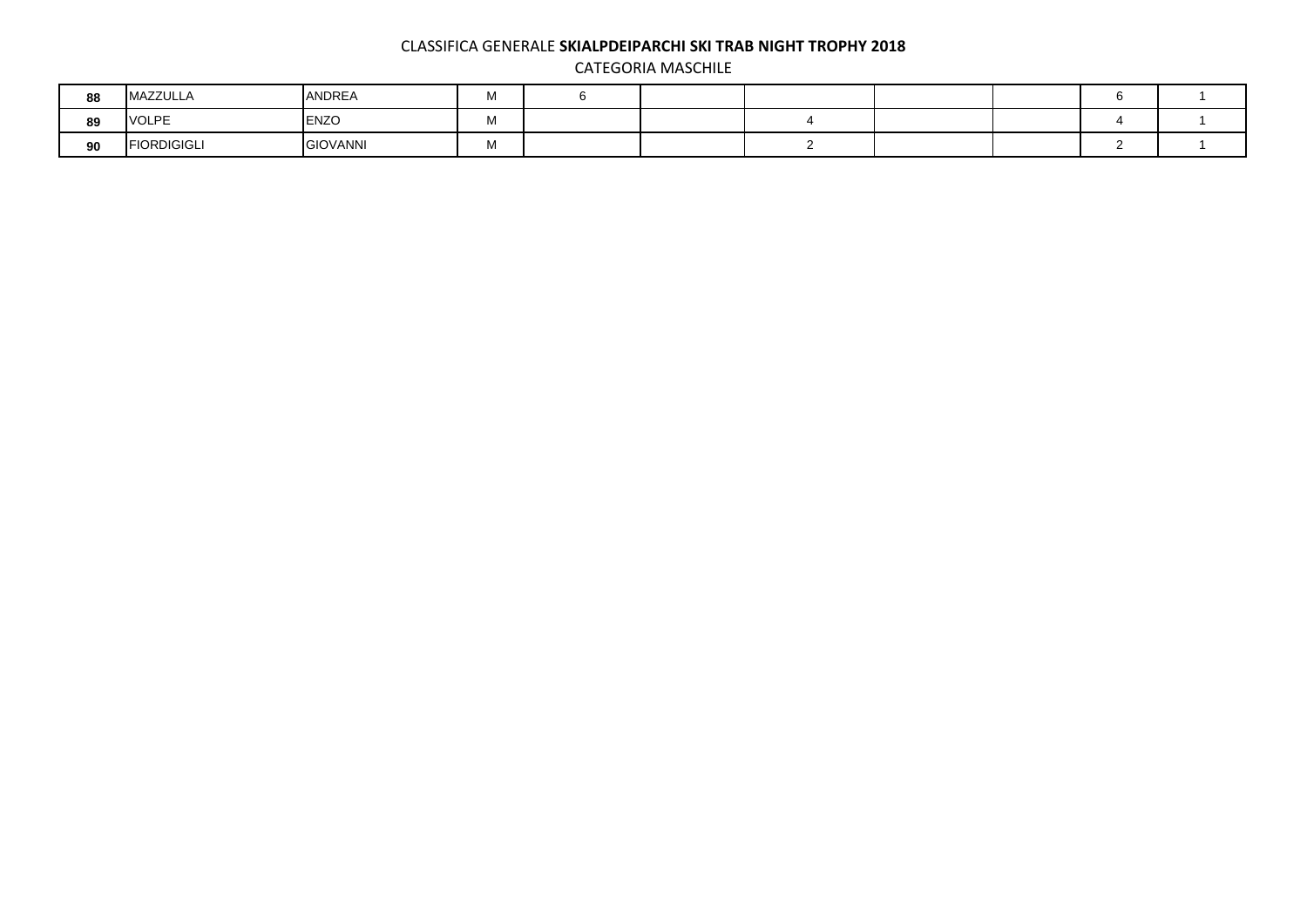CLASSIFICA GENERALE **SKIALPDEIPARCHI SKI TRAB NIGHT TROPHY 2018**

CATEGORIA MASCHILE

| | | | | | | | | | | |
|---|---|---|---|---|---|---|---|---|---|---|
| **88** | MAZZULLA | ANDREA | M | 6 | | | | | 6 | 1 |
| **89** | VOLPE | ENZO | M | | | 4 | | | 4 | 1 |
| **90** | FIORDIGIGLI | GIOVANNI | M | | | 2 | | | 2 | 1 |